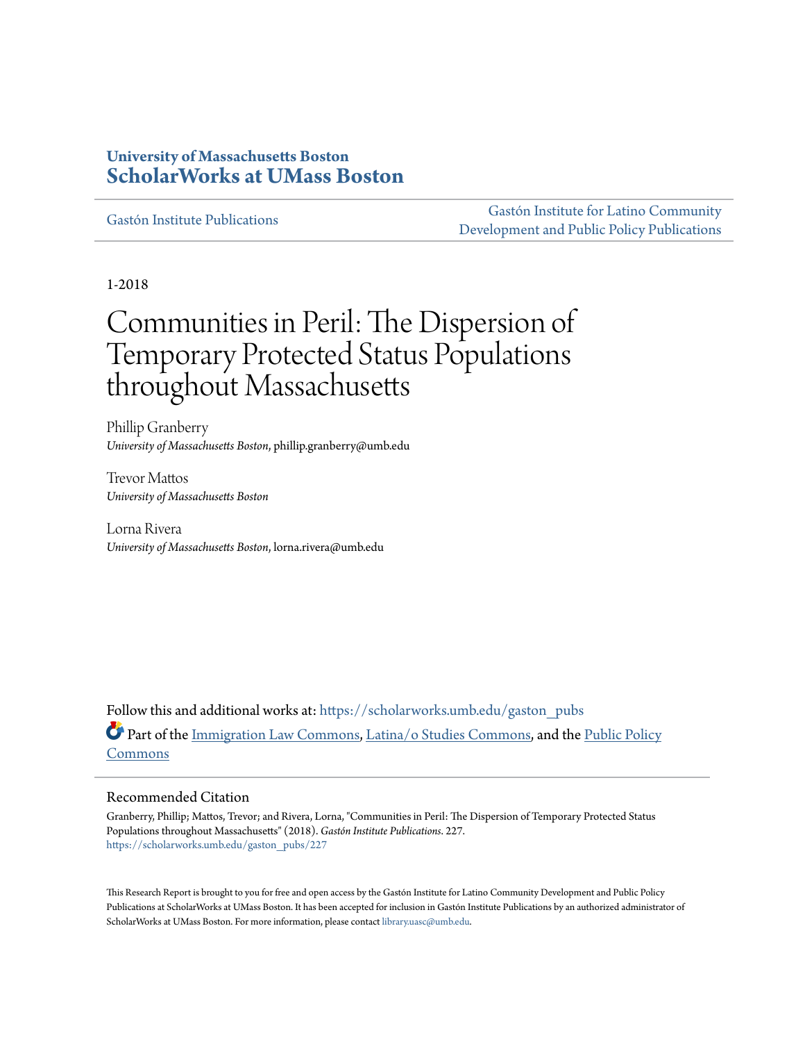**University of Massachusetts Boston**
**ScholarWorks at UMass Boston**

Gastón Institute Publications

Gastón Institute for Latino Community Development and Public Policy Publications

1-2018

# Communities in Peril: The Dispersion of Temporary Protected Status Populations throughout Massachusetts

Phillip Granberry
*University of Massachusetts Boston*, phillip.granberry@umb.edu

Trevor Mattos
*University of Massachusetts Boston*

Lorna Rivera
*University of Massachusetts Boston*, lorna.rivera@umb.edu

Follow this and additional works at: https://scholarworks.umb.edu/gaston_pubs

Part of the Immigration Law Commons, Latina/o Studies Commons, and the Public Policy Commons

## Recommended Citation

Granberry, Phillip; Mattos, Trevor; and Rivera, Lorna, "Communities in Peril: The Dispersion of Temporary Protected Status Populations throughout Massachusetts" (2018). *Gastón Institute Publications*. 227.
https://scholarworks.umb.edu/gaston_pubs/227

This Research Report is brought to you for free and open access by the Gastón Institute for Latino Community Development and Public Policy Publications at ScholarWorks at UMass Boston. It has been accepted for inclusion in Gastón Institute Publications by an authorized administrator of ScholarWorks at UMass Boston. For more information, please contact library.uasc@umb.edu.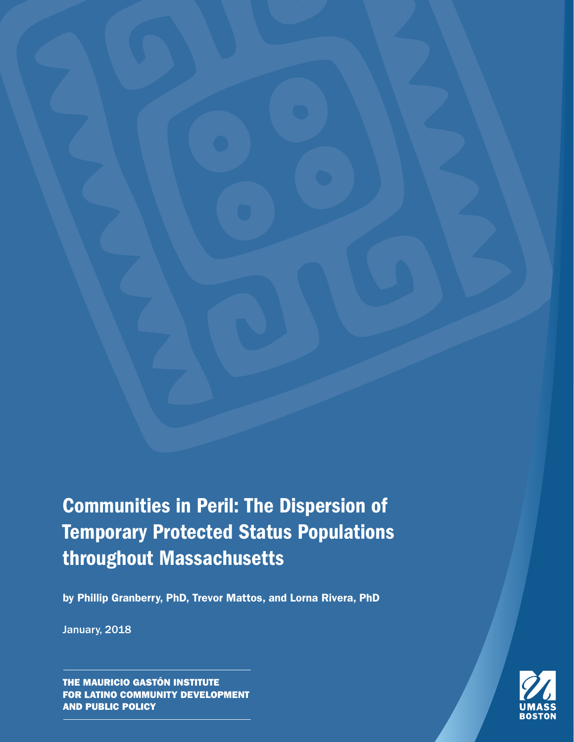# Communities in Peril: The Dispersion of Temporary Protected Status Populations throughout Massachusetts

by Phillip Granberry, PhD, Trevor Mattos, and Lorna Rivera, PhD

January, 2018

THE MAURICIO GASTÓN INSTITUTE FOR LATINO COMMUNITY DEVELOPMENT AND PUBLIC POLICY

UMASS BOSTON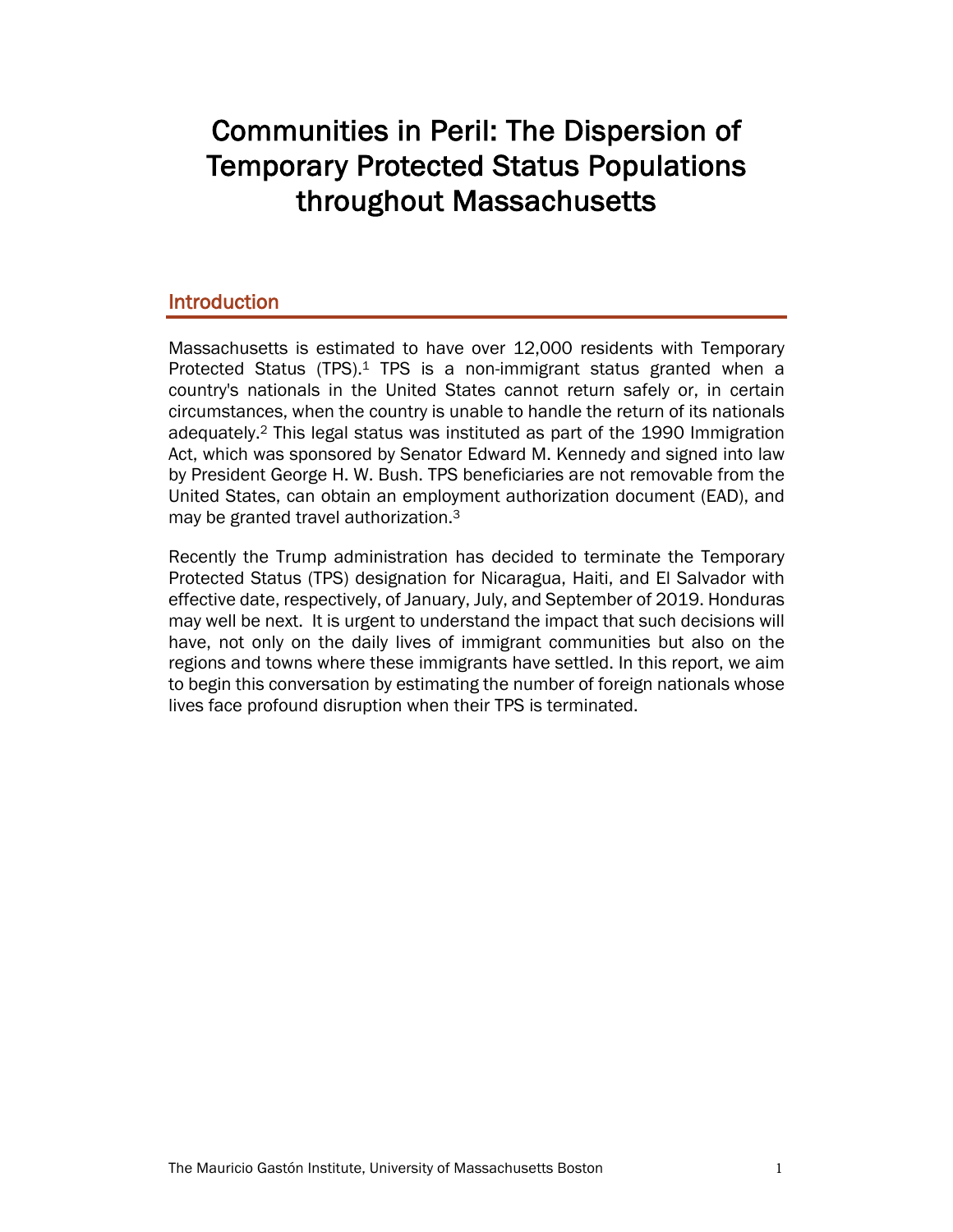# Communities in Peril: The Dispersion of Temporary Protected Status Populations throughout Massachusetts

## Introduction

Massachusetts is estimated to have over 12,000 residents with Temporary Protected Status (TPS).[1] TPS is a non-immigrant status granted when a country's nationals in the United States cannot return safely or, in certain circumstances, when the country is unable to handle the return of its nationals adequately.[2] This legal status was instituted as part of the 1990 Immigration Act, which was sponsored by Senator Edward M. Kennedy and signed into law by President George H. W. Bush. TPS beneficiaries are not removable from the United States, can obtain an employment authorization document (EAD), and may be granted travel authorization.[3]

Recently the Trump administration has decided to terminate the Temporary Protected Status (TPS) designation for Nicaragua, Haiti, and El Salvador with effective date, respectively, of January, July, and September of 2019. Honduras may well be next. It is urgent to understand the impact that such decisions will have, not only on the daily lives of immigrant communities but also on the regions and towns where these immigrants have settled. In this report, we aim to begin this conversation by estimating the number of foreign nationals whose lives face profound disruption when their TPS is terminated.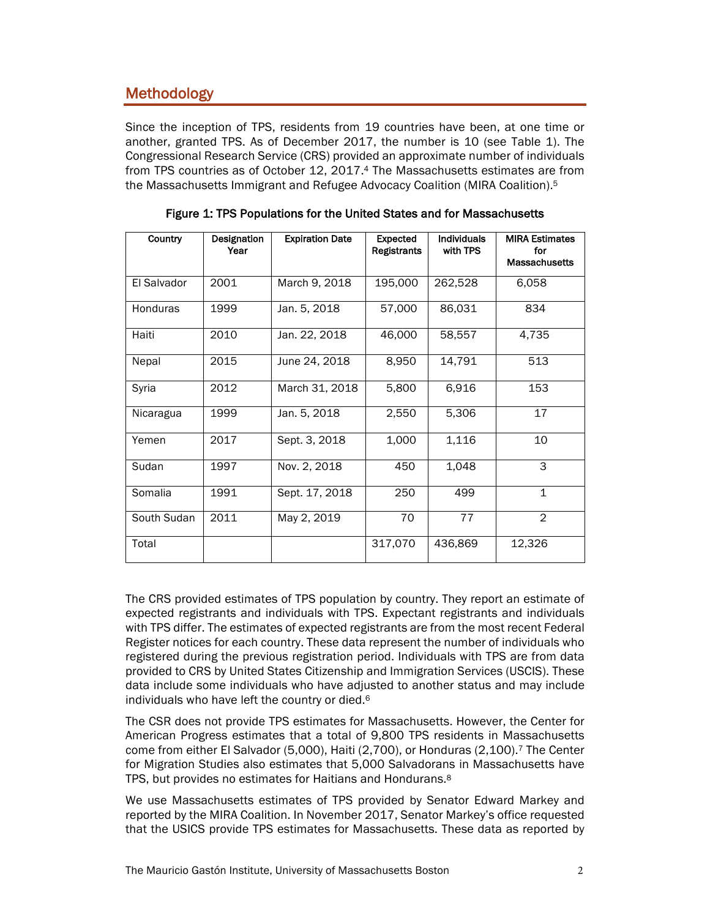## Methodology

Since the inception of TPS, residents from 19 countries have been, at one time or another, granted TPS. As of December 2017, the number is 10 (see Table 1). The Congressional Research Service (CRS) provided an approximate number of individuals from TPS countries as of October 12, 2017.[4] The Massachusetts estimates are from the Massachusetts Immigrant and Refugee Advocacy Coalition (MIRA Coalition).[5]

**Figure 1: TPS Populations for the United States and for Massachusetts**

| Country | Designation Year | Expiration Date | Expected Registrants | Individuals with TPS | MIRA Estimates for Massachusetts |
|---|---|---|---|---|---|
| El Salvador | 2001 | March 9, 2018 | 195,000 | 262,528 | 6,058 |
| Honduras | 1999 | Jan. 5, 2018 | 57,000 | 86,031 | 834 |
| Haiti | 2010 | Jan. 22, 2018 | 46,000 | 58,557 | 4,735 |
| Nepal | 2015 | June 24, 2018 | 8,950 | 14,791 | 513 |
| Syria | 2012 | March 31, 2018 | 5,800 | 6,916 | 153 |
| Nicaragua | 1999 | Jan. 5, 2018 | 2,550 | 5,306 | 17 |
| Yemen | 2017 | Sept. 3, 2018 | 1,000 | 1,116 | 10 |
| Sudan | 1997 | Nov. 2, 2018 | 450 | 1,048 | 3 |
| Somalia | 1991 | Sept. 17, 2018 | 250 | 499 | 1 |
| South Sudan | 2011 | May 2, 2019 | 70 | 77 | 2 |
| Total | | | 317,070 | 436,869 | 12,326 |

The CRS provided estimates of TPS population by country. They report an estimate of expected registrants and individuals with TPS. Expectant registrants and individuals with TPS differ. The estimates of expected registrants are from the most recent Federal Register notices for each country. These data represent the number of individuals who registered during the previous registration period. Individuals with TPS are from data provided to CRS by United States Citizenship and Immigration Services (USCIS). These data include some individuals who have adjusted to another status and may include individuals who have left the country or died.[6]

The CSR does not provide TPS estimates for Massachusetts. However, the Center for American Progress estimates that a total of 9,800 TPS residents in Massachusetts come from either El Salvador (5,000), Haiti (2,700), or Honduras (2,100).[7] The Center for Migration Studies also estimates that 5,000 Salvadorans in Massachusetts have TPS, but provides no estimates for Haitians and Hondurans.[8]

We use Massachusetts estimates of TPS provided by Senator Edward Markey and reported by the MIRA Coalition. In November 2017, Senator Markey's office requested that the USICS provide TPS estimates for Massachusetts. These data as reported by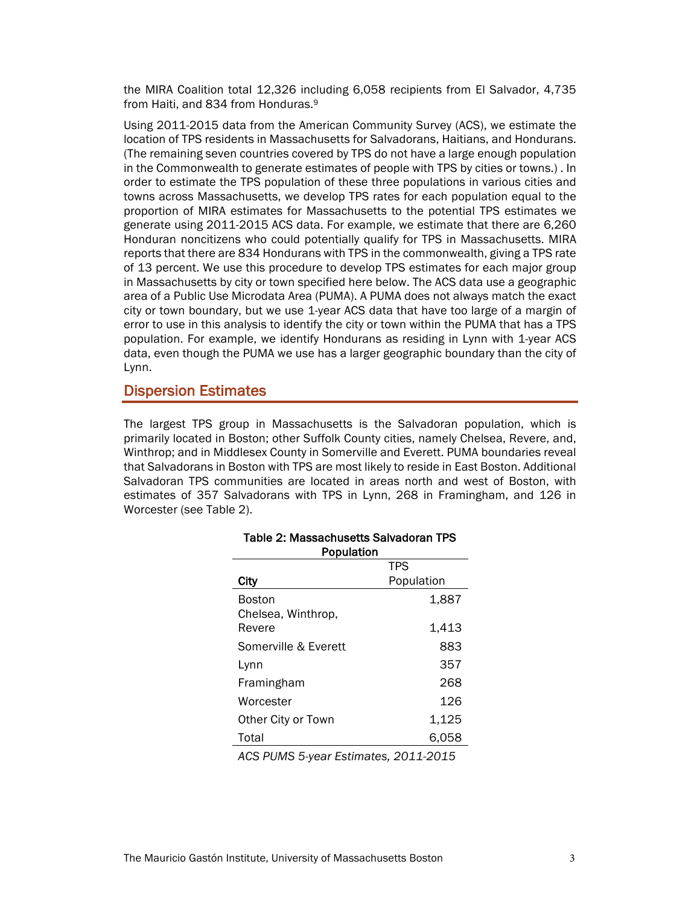the MIRA Coalition total 12,326 including 6,058 recipients from El Salvador, 4,735 from Haiti, and 834 from Honduras.[9]

Using 2011-2015 data from the American Community Survey (ACS), we estimate the location of TPS residents in Massachusetts for Salvadorans, Haitians, and Hondurans. (The remaining seven countries covered by TPS do not have a large enough population in the Commonwealth to generate estimates of people with TPS by cities or towns.) . In order to estimate the TPS population of these three populations in various cities and towns across Massachusetts, we develop TPS rates for each population equal to the proportion of MIRA estimates for Massachusetts to the potential TPS estimates we generate using 2011-2015 ACS data. For example, we estimate that there are 6,260 Honduran noncitizens who could potentially qualify for TPS in Massachusetts. MIRA reports that there are 834 Hondurans with TPS in the commonwealth, giving a TPS rate of 13 percent. We use this procedure to develop TPS estimates for each major group in Massachusetts by city or town specified here below. The ACS data use a geographic area of a Public Use Microdata Area (PUMA). A PUMA does not always match the exact city or town boundary, but we use 1-year ACS data that have too large of a margin of error to use in this analysis to identify the city or town within the PUMA that has a TPS population. For example, we identify Hondurans as residing in Lynn with 1-year ACS data, even though the PUMA we use has a larger geographic boundary than the city of Lynn.

## Dispersion Estimates

The largest TPS group in Massachusetts is the Salvadoran population, which is primarily located in Boston; other Suffolk County cities, namely Chelsea, Revere, and, Winthrop; and in Middlesex County in Somerville and Everett. PUMA boundaries reveal that Salvadorans in Boston with TPS are most likely to reside in East Boston. Additional Salvadoran TPS communities are located in areas north and west of Boston, with estimates of 357 Salvadorans with TPS in Lynn, 268 in Framingham, and 126 in Worcester (see Table 2).

**Table 2: Massachusetts Salvadoran TPS Population**

| City | TPS Population |
|---|---:|
| Boston | 1,887 |
| Chelsea, Winthrop, Revere | 1,413 |
| Somerville & Everett | 883 |
| Lynn | 357 |
| Framingham | 268 |
| Worcester | 126 |
| Other City or Town | 1,125 |
| Total | 6,058 |

*ACS PUMS 5-year Estimates, 2011-2015*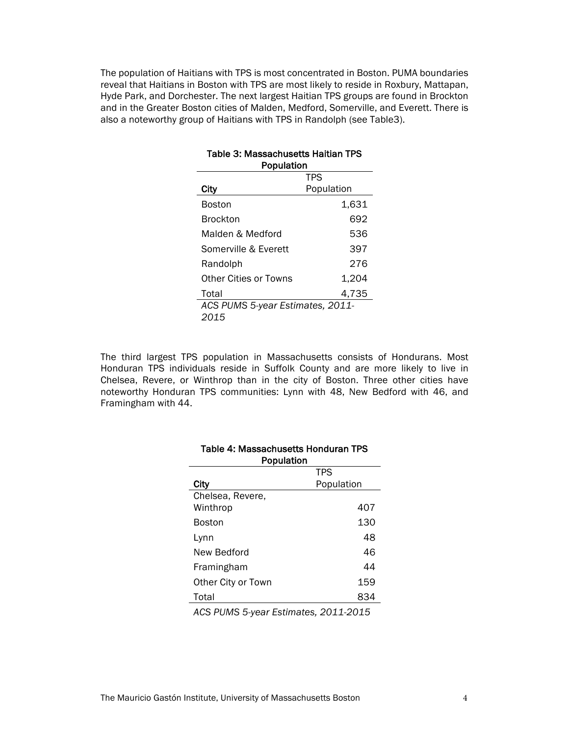The population of Haitians with TPS is most concentrated in Boston. PUMA boundaries reveal that Haitians in Boston with TPS are most likely to reside in Roxbury, Mattapan, Hyde Park, and Dorchester. The next largest Haitian TPS groups are found in Brockton and in the Greater Boston cities of Malden, Medford, Somerville, and Everett. There is also a noteworthy group of Haitians with TPS in Randolph (see Table3).

**Table 3: Massachusetts Haitian TPS Population**

| City | TPS Population |
|---|---:|
| Boston | 1,631 |
| Brockton | 692 |
| Malden & Medford | 536 |
| Somerville & Everett | 397 |
| Randolph | 276 |
| Other Cities or Towns | 1,204 |
| Total | 4,735 |

*ACS PUMS 5-year Estimates, 2011-2015*

The third largest TPS population in Massachusetts consists of Hondurans. Most Honduran TPS individuals reside in Suffolk County and are more likely to live in Chelsea, Revere, or Winthrop than in the city of Boston. Three other cities have noteworthy Honduran TPS communities: Lynn with 48, New Bedford with 46, and Framingham with 44.

**Table 4: Massachusetts Honduran TPS Population**

| City | TPS Population |
|---|---:|
| Chelsea, Revere, Winthrop | 407 |
| Boston | 130 |
| Lynn | 48 |
| New Bedford | 46 |
| Framingham | 44 |
| Other City or Town | 159 |
| Total | 834 |

*ACS PUMS 5-year Estimates, 2011-2015*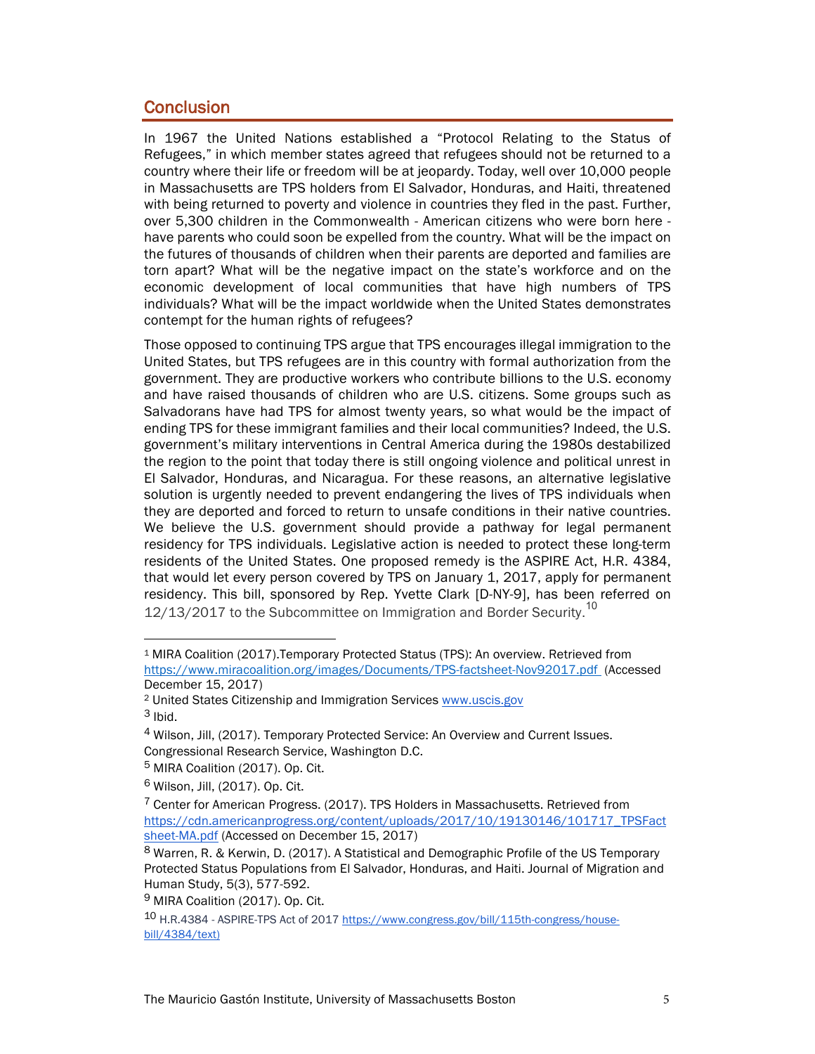## Conclusion

In 1967 the United Nations established a "Protocol Relating to the Status of Refugees," in which member states agreed that refugees should not be returned to a country where their life or freedom will be at jeopardy. Today, well over 10,000 people in Massachusetts are TPS holders from El Salvador, Honduras, and Haiti, threatened with being returned to poverty and violence in countries they fled in the past. Further, over 5,300 children in the Commonwealth - American citizens who were born here - have parents who could soon be expelled from the country. What will be the impact on the futures of thousands of children when their parents are deported and families are torn apart? What will be the negative impact on the state's workforce and on the economic development of local communities that have high numbers of TPS individuals? What will be the impact worldwide when the United States demonstrates contempt for the human rights of refugees?

Those opposed to continuing TPS argue that TPS encourages illegal immigration to the United States, but TPS refugees are in this country with formal authorization from the government. They are productive workers who contribute billions to the U.S. economy and have raised thousands of children who are U.S. citizens. Some groups such as Salvadorans have had TPS for almost twenty years, so what would be the impact of ending TPS for these immigrant families and their local communities? Indeed, the U.S. government's military interventions in Central America during the 1980s destabilized the region to the point that today there is still ongoing violence and political unrest in El Salvador, Honduras, and Nicaragua. For these reasons, an alternative legislative solution is urgently needed to prevent endangering the lives of TPS individuals when they are deported and forced to return to unsafe conditions in their native countries. We believe the U.S. government should provide a pathway for legal permanent residency for TPS individuals. Legislative action is needed to protect these long-term residents of the United States. One proposed remedy is the ASPIRE Act, H.R. 4384, that would let every person covered by TPS on January 1, 2017, apply for permanent residency. This bill, sponsored by Rep. Yvette Clark [D-NY-9], has been referred on 12/13/2017 to the Subcommittee on Immigration and Border Security.[10]

---

[1] MIRA Coalition (2017).Temporary Protected Status (TPS): An overview. Retrieved from https://www.miracoalition.org/images/Documents/TPS-factsheet-Nov92017.pdf (Accessed December 15, 2017)

[2] United States Citizenship and Immigration Services www.uscis.gov

[3] Ibid.

[4] Wilson, Jill, (2017). Temporary Protected Service: An Overview and Current Issues. Congressional Research Service, Washington D.C.

[5] MIRA Coalition (2017). Op. Cit.

[6] Wilson, Jill, (2017). Op. Cit.

[7] Center for American Progress. (2017). TPS Holders in Massachusetts. Retrieved from https://cdn.americanprogress.org/content/uploads/2017/10/19130146/101717_TPSFactsheet-MA.pdf (Accessed on December 15, 2017)

[8] Warren, R. & Kerwin, D. (2017). A Statistical and Demographic Profile of the US Temporary Protected Status Populations from El Salvador, Honduras, and Haiti. Journal of Migration and Human Study, 5(3), 577-592.

[9] MIRA Coalition (2017). Op. Cit.

[10] H.R.4384 - ASPIRE-TPS Act of 2017 https://www.congress.gov/bill/115th-congress/house-bill/4384/text)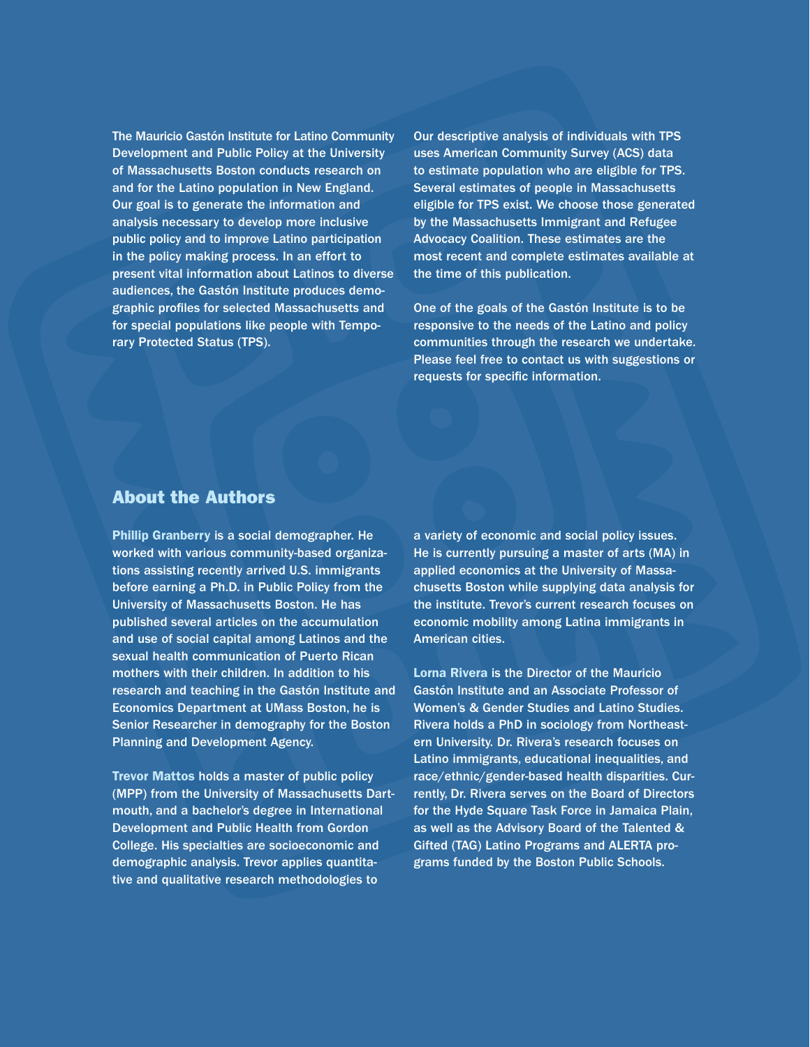The Mauricio Gastón Institute for Latino Community Development and Public Policy at the University of Massachusetts Boston conducts research on and for the Latino population in New England. Our goal is to generate the information and analysis necessary to develop more inclusive public policy and to improve Latino participation in the policy making process. In an effort to present vital information about Latinos to diverse audiences, the Gastón Institute produces demographic profiles for selected Massachusetts and for special populations like people with Temporary Protected Status (TPS).

Our descriptive analysis of individuals with TPS uses American Community Survey (ACS) data to estimate population who are eligible for TPS. Several estimates of people in Massachusetts eligible for TPS exist. We choose those generated by the Massachusetts Immigrant and Refugee Advocacy Coalition. These estimates are the most recent and complete estimates available at the time of this publication.

One of the goals of the Gastón Institute is to be responsive to the needs of the Latino and policy communities through the research we undertake. Please feel free to contact us with suggestions or requests for specific information.

## About the Authors

**Phillip Granberry** is a social demographer. He worked with various community-based organizations assisting recently arrived U.S. immigrants before earning a Ph.D. in Public Policy from the University of Massachusetts Boston. He has published several articles on the accumulation and use of social capital among Latinos and the sexual health communication of Puerto Rican mothers with their children. In addition to his research and teaching in the Gastón Institute and Economics Department at UMass Boston, he is Senior Researcher in demography for the Boston Planning and Development Agency.

**Trevor Mattos** holds a master of public policy (MPP) from the University of Massachusetts Dartmouth, and a bachelor's degree in International Development and Public Health from Gordon College. His specialties are socioeconomic and demographic analysis. Trevor applies quantitative and qualitative research methodologies to a variety of economic and social policy issues. He is currently pursuing a master of arts (MA) in applied economics at the University of Massachusetts Boston while supplying data analysis for the institute. Trevor's current research focuses on economic mobility among Latina immigrants in American cities.

**Lorna Rivera** is the Director of the Mauricio Gastón Institute and an Associate Professor of Women's & Gender Studies and Latino Studies. Rivera holds a PhD in sociology from Northeastern University. Dr. Rivera's research focuses on Latino immigrants, educational inequalities, and race/ethnic/gender-based health disparities. Currently, Dr. Rivera serves on the Board of Directors for the Hyde Square Task Force in Jamaica Plain, as well as the Advisory Board of the Talented & Gifted (TAG) Latino Programs and ALERTA programs funded by the Boston Public Schools.